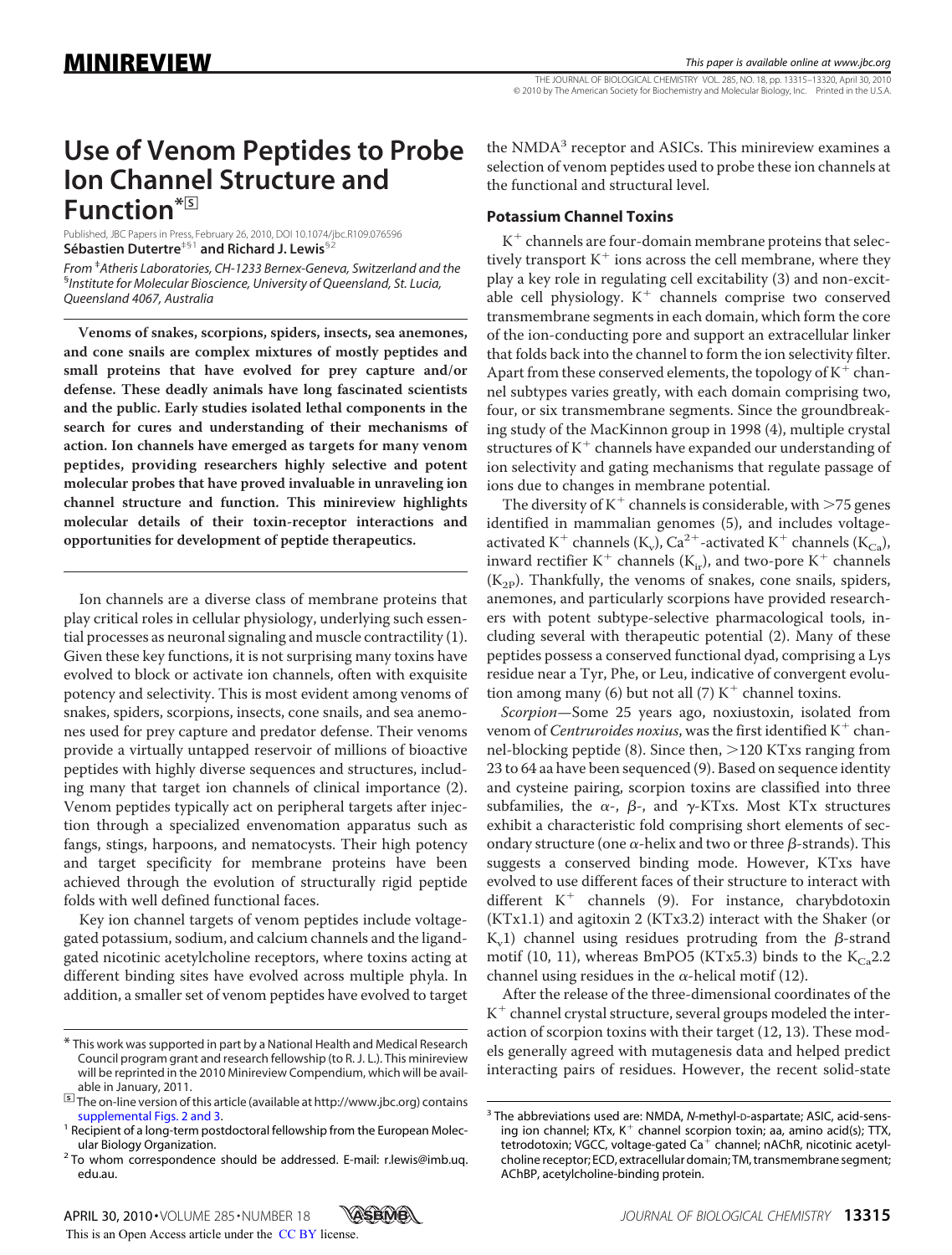MINIREVIEW

# Use of Venom Peptides to Probe Ion Channel Structure and Function*[S]

Published, JBC Papers in Press, February 26, 2010, DOI 10.1074/jbc.R109.076596

**Sébastien Dutertre**[‡§1] **and Richard J. Lewis**[§2]

*From* [‡]*Atheris Laboratories, CH-1233 Bernex-Geneva, Switzerland and the* [§]*Institute for Molecular Bioscience, University of Queensland, St. Lucia, Queensland 4067, Australia*

**Venoms of snakes, scorpions, spiders, insects, sea anemones, and cone snails are complex mixtures of mostly peptides and small proteins that have evolved for prey capture and/or defense. These deadly animals have long fascinated scientists and the public. Early studies isolated lethal components in the search for cures and understanding of their mechanisms of action. Ion channels have emerged as targets for many venom peptides, providing researchers highly selective and potent molecular probes that have proved invaluable in unraveling ion channel structure and function. This minireview highlights molecular details of their toxin-receptor interactions and opportunities for development of peptide therapeutics.**

Ion channels are a diverse class of membrane proteins that play critical roles in cellular physiology, underlying such essential processes as neuronal signaling and muscle contractility (1). Given these key functions, it is not surprising many toxins have evolved to block or activate ion channels, often with exquisite potency and selectivity. This is most evident among venoms of snakes, spiders, scorpions, insects, cone snails, and sea anemones used for prey capture and predator defense. Their venoms provide a virtually untapped reservoir of millions of bioactive peptides with highly diverse sequences and structures, including many that target ion channels of clinical importance (2). Venom peptides typically act on peripheral targets after injection through a specialized envenomation apparatus such as fangs, stings, harpoons, and nematocysts. Their high potency and target specificity for membrane proteins have been achieved through the evolution of structurally rigid peptide folds with well defined functional faces.

Key ion channel targets of venom peptides include voltage-gated potassium, sodium, and calcium channels and the ligand-gated nicotinic acetylcholine receptors, where toxins acting at different binding sites have evolved across multiple phyla. In addition, a smaller set of venom peptides have evolved to target the NMDA[3] receptor and ASICs. This minireview examines a selection of venom peptides used to probe these ion channels at the functional and structural level.

## Potassium Channel Toxins

$K^+$ channels are four-domain membrane proteins that selectively transport $K^+$ ions across the cell membrane, where they play a key role in regulating cell excitability (3) and non-excitable cell physiology. $K^+$ channels comprise two conserved transmembrane segments in each domain, which form the core of the ion-conducting pore and support an extracellular linker that folds back into the channel to form the ion selectivity filter. Apart from these conserved elements, the topology of $K^+$ channel subtypes varies greatly, with each domain comprising two, four, or six transmembrane segments. Since the groundbreaking study of the MacKinnon group in 1998 (4), multiple crystal structures of $K^+$ channels have expanded our understanding of ion selectivity and gating mechanisms that regulate passage of ions due to changes in membrane potential.

The diversity of $K^+$ channels is considerable, with >75 genes identified in mammalian genomes (5), and includes voltage-activated $K^+$ channels ($K_v$), $Ca^{2+}$-activated $K^+$ channels ($K_{Ca}$), inward rectifier $K^+$ channels ($K_{ir}$), and two-pore $K^+$ channels ($K_{2P}$). Thankfully, the venoms of snakes, cone snails, spiders, anemones, and particularly scorpions have provided researchers with potent subtype-selective pharmacological tools, including several with therapeutic potential (2). Many of these peptides possess a conserved functional dyad, comprising a Lys residue near a Tyr, Phe, or Leu, indicative of convergent evolution among many (6) but not all (7) $K^+$ channel toxins.

*Scorpion*—Some 25 years ago, noxiustoxin, isolated from venom of *Centruroides noxius*, was the first identified $K^+$ channel-blocking peptide (8). Since then, >120 KTxs ranging from 23 to 64 aa have been sequenced (9). Based on sequence identity and cysteine pairing, scorpion toxins are classified into three subfamilies, the α-, β-, and γ-KTxs. Most KTx structures exhibit a characteristic fold comprising short elements of secondary structure (one α-helix and two or three β-strands). This suggests a conserved binding mode. However, KTxs have evolved to use different faces of their structure to interact with different $K^+$ channels (9). For instance, charybdotoxin (KTx1.1) and agitoxin 2 (KTx3.2) interact with the Shaker (or $K_v1$) channel using residues protruding from the β-strand motif (10, 11), whereas BmPO5 (KTx5.3) binds to the $K_{Ca}2.2$ channel using residues in the α-helical motif (12).

After the release of the three-dimensional coordinates of the $K^+$ channel crystal structure, several groups modeled the interaction of scorpion toxins with their target (12, 13). These models generally agreed with mutagenesis data and helped predict interacting pairs of residues. However, the recent solid-state

---

* This work was supported in part by a National Health and Medical Research Council program grant and research fellowship (to R. J. L.). This minireview will be reprinted in the 2010 Minireview Compendium, which will be available in January, 2011.

[S] The on-line version of this article (available at http://www.jbc.org) contains supplemental Figs. 2 and 3.

[1] Recipient of a long-term postdoctoral fellowship from the European Molecular Biology Organization.

[2] To whom correspondence should be addressed. E-mail: r.lewis@imb.uq.edu.au.

[3] The abbreviations used are: NMDA, *N*-methyl-D-aspartate; ASIC, acid-sensing ion channel; KTx, $K^+$ channel scorpion toxin; aa, amino acid(s); TTX, tetrodotoxin; VGCC, voltage-gated $Ca^+$ channel; nAChR, nicotinic acetylcholine receptor; ECD, extracellular domain; TM, transmembrane segment; AChBP, acetylcholine-binding protein.

This is an Open Access article under the CC BY license.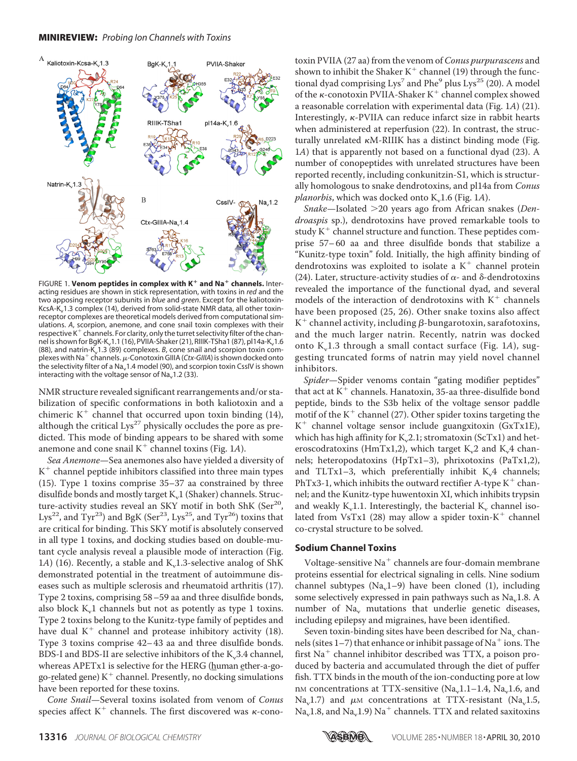FIGURE 1. **Venom peptides in complex with $K^+$ and $Na^+$ channels.** Interacting residues are shown in stick representation, with toxins in *red* and the two apposing receptor subunits in *blue* and *green*. Except for the kaliotoxin-KcsA-$K_v$1.3 complex (14), derived from solid-state NMR data, all other toxin-receptor complexes are theoretical models derived from computational simulations. *A*, scorpion, anemone, and cone snail toxin complexes with their respective $K^+$ channels. For clarity, only the turret selectivity filter of the channel is shown for BgK-$K_v$1.1 (16), PVIIA-Shaker (21), RIIIK-TSha1 (87), pl14a-$K_v$1.6 (88), and natrin-$K_v$1.3 (89) complexes. *B*, cone snail and scorpion toxin complexes with $Na^+$ channels. μ-Conotoxin GIIIA (*Ctx-GIIIA*) is shown docked onto the selectivity filter of a $Na_v$1.4 model (90), and scorpion toxin CssIV is shown interacting with the voltage sensor of $Na_v$1.2 (33).

NMR structure revealed significant rearrangements and/or stabilization of specific conformations in both kaliotoxin and a chimeric $K^+$ channel that occurred upon toxin binding (14), although the critical Lys[27] physically occludes the pore as predicted. This mode of binding appears to be shared with some anemone and cone snail $K^+$ channel toxins (Fig. 1*A*).

*Sea Anemone*—Sea anemones also have yielded a diversity of $K^+$ channel peptide inhibitors classified into three main types (15). Type 1 toxins comprise 35–37 aa constrained by three disulfide bonds and mostly target $K_v$1 (Shaker) channels. Structure-activity studies reveal an SKY motif in both ShK (Ser[20], Lys[22], and Tyr[23]) and BgK (Ser[23], Lys[25], and Tyr[26]) toxins that are critical for binding. This SKY motif is absolutely conserved in all type 1 toxins, and docking studies based on double-mutant cycle analysis reveal a plausible mode of interaction (Fig. 1*A*) (16). Recently, a stable and $K_v$1.3-selective analog of ShK demonstrated potential in the treatment of autoimmune diseases such as multiple sclerosis and rheumatoid arthritis (17). Type 2 toxins, comprising 58–59 aa and three disulfide bonds, also block $K_v$1 channels but not as potently as type 1 toxins. Type 2 toxins belong to the Kunitz-type family of peptides and have dual $K^+$ channel and protease inhibitory activity (18). Type 3 toxins comprise 42–43 aa and three disulfide bonds. BDS-I and BDS-II are selective inhibitors of the $K_v$3.4 channel, whereas APETx1 is selective for the HERG (human ether-a-go-go-related gene) $K^+$ channel. Presently, no docking simulations have been reported for these toxins.

*Cone Snail*—Several toxins isolated from venom of *Conus* species affect $K^+$ channels. The first discovered was κ-conotoxin PVIIA (27 aa) from the venom of *Conus purpurascens* and shown to inhibit the Shaker $K^+$ channel (19) through the functional dyad comprising Lys[7] and Phe[9] plus Lys[25] (20). A model of the κ-conotoxin PVIIA-Shaker $K^+$ channel complex showed a reasonable correlation with experimental data (Fig. 1*A*) (21). Interestingly, κ-PVIIA can reduce infarct size in rabbit hearts when administered at reperfusion (22). In contrast, the structurally unrelated κM-RIIIK has a distinct binding mode (Fig. 1*A*) that is apparently not based on a functional dyad (23). A number of conopeptides with unrelated structures have been reported recently, including conkunitzin-S1, which is structurally homologous to snake dendrotoxins, and pl14a from *Conus planorbis*, which was docked onto $K_v$1.6 (Fig. 1*A*).

*Snake*—Isolated >20 years ago from African snakes (*Dendroaspis* sp.), dendrotoxins have proved remarkable tools to study $K^+$ channel structure and function. These peptides comprise 57–60 aa and three disulfide bonds that stabilize a "Kunitz-type toxin" fold. Initially, the high affinity binding of dendrotoxins was exploited to isolate a $K^+$ channel protein (24). Later, structure-activity studies of α- and δ-dendrotoxins revealed the importance of the functional dyad, and several models of the interaction of dendrotoxins with $K^+$ channels have been proposed (25, 26). Other snake toxins also affect $K^+$ channel activity, including β-bungarotoxin, sarafotoxins, and the much larger natrin. Recently, natrin was docked onto $K_v$1.3 through a small contact surface (Fig. 1*A*), suggesting truncated forms of natrin may yield novel channel inhibitors.

*Spider*—Spider venoms contain "gating modifier peptides" that act at $K^+$ channels. Hanatoxin, 35-aa three-disulfide bond peptide, binds to the S3b helix of the voltage sensor paddle motif of the $K^+$ channel (27). Other spider toxins targeting the $K^+$ channel voltage sensor include guangxitoxin (GxTx1E), which has high affinity for $K_v$2.1; stromatoxin (ScTx1) and heteroscodratoxins (HmTx1,2), which target $K_v$2 and $K_v$4 channels; heteropodatoxins (HpTx1–3), phrixotoxins (PaTx1,2), and TLTx1–3, which preferentially inhibit $K_v$4 channels; PhTx3-1, which inhibits the outward rectifier A-type $K^+$ channel; and the Kunitz-type huwentoxin XI, which inhibits trypsin and weakly $K_v$1.1. Interestingly, the bacterial $K_v$ channel isolated from VsTx1 (28) may allow a spider toxin-$K^+$ channel co-crystal structure to be solved.

## Sodium Channel Toxins

Voltage-sensitive $Na^+$ channels are four-domain membrane proteins essential for electrical signaling in cells. Nine sodium channel subtypes ($Na_v$1–9) have been cloned (1), including some selectively expressed in pain pathways such as $Na_v$1.8. A number of $Na_v$ mutations that underlie genetic diseases, including epilepsy and migraines, have been identified.

Seven toxin-binding sites have been described for $Na_v$ channels (sites 1–7) that enhance or inhibit passage of $Na^+$ ions. The first $Na^+$ channel inhibitor described was TTX, a poison produced by bacteria and accumulated through the diet of puffer fish. TTX binds in the mouth of the ion-conducting pore at low nM concentrations at TTX-sensitive ($Na_v$1.1–1.4, $Na_v$1.6, and $Na_v$1.7) and μM concentrations at TTX-resistant ($Na_v$1.5, $Na_v$1.8, and $Na_v$1.9) $Na^+$ channels. TTX and related saxitoxins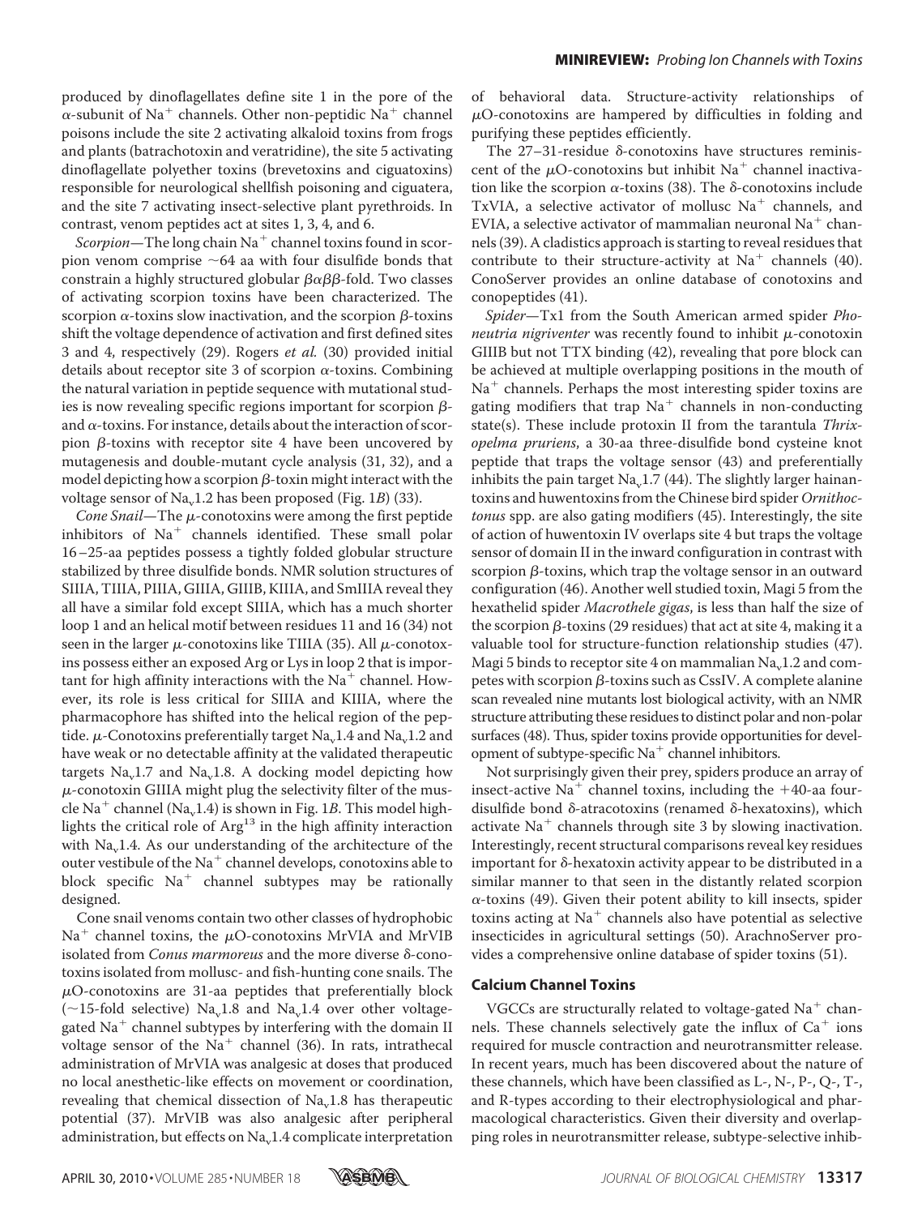produced by dinoflagellates define site 1 in the pore of the α-subunit of $Na^+$ channels. Other non-peptidic $Na^+$ channel poisons include the site 2 activating alkaloid toxins from frogs and plants (batrachotoxin and veratridine), the site 5 activating dinoflagellate polyether toxins (brevetoxins and ciguatoxins) responsible for neurological shellfish poisoning and ciguatera, and the site 7 activating insect-selective plant pyrethroids. In contrast, venom peptides act at sites 1, 3, 4, and 6.

*Scorpion*—The long chain $Na^+$ channel toxins found in scorpion venom comprise ~64 aa with four disulfide bonds that constrain a highly structured globular βαββ-fold. Two classes of activating scorpion toxins have been characterized. The scorpion α-toxins slow inactivation, and the scorpion β-toxins shift the voltage dependence of activation and first defined sites 3 and 4, respectively (29). Rogers *et al.* (30) provided initial details about receptor site 3 of scorpion α-toxins. Combining the natural variation in peptide sequence with mutational studies is now revealing specific regions important for scorpion β- and α-toxins. For instance, details about the interaction of scorpion β-toxins with receptor site 4 have been uncovered by mutagenesis and double-mutant cycle analysis (31, 32), and a model depicting how a scorpion β-toxin might interact with the voltage sensor of $Na_v1.2$ has been proposed (Fig. 1*B*) (33).

*Cone Snail*—The μ-conotoxins were among the first peptide inhibitors of $Na^+$ channels identified. These small polar 16–25-aa peptides possess a tightly folded globular structure stabilized by three disulfide bonds. NMR solution structures of SIIIA, TIIIA, PIIIA, GIIIA, GIIIB, KIIIA, and SmIIIA reveal they all have a similar fold except SIIIA, which has a much shorter loop 1 and an helical motif between residues 11 and 16 (34) not seen in the larger μ-conotoxins like TIIIA (35). All μ-conotoxins possess either an exposed Arg or Lys in loop 2 that is important for high affinity interactions with the $Na^+$ channel. However, its role is less critical for SIIIA and KIIIA, where the pharmacophore has shifted into the helical region of the peptide. μ-Conotoxins preferentially target $Na_v1.4$ and $Na_v1.2$ and have weak or no detectable affinity at the validated therapeutic targets $Na_v1.7$ and $Na_v1.8$. A docking model depicting how μ-conotoxin GIIIA might plug the selectivity filter of the muscle $Na^+$ channel ($Na_v1.4$) is shown in Fig. 1*B*. This model highlights the critical role of $Arg^{13}$ in the high affinity interaction with $Na_v1.4$. As our understanding of the architecture of the outer vestibule of the $Na^+$ channel develops, conotoxins able to block specific $Na^+$ channel subtypes may be rationally designed.

Cone snail venoms contain two other classes of hydrophobic $Na^+$ channel toxins, the μO-conotoxins MrVIA and MrVIB isolated from *Conus marmoreus* and the more diverse δ-conotoxins isolated from mollusc- and fish-hunting cone snails. The μO-conotoxins are 31-aa peptides that preferentially block (~15-fold selective) $Na_v1.8$ and $Na_v1.4$ over other voltage-gated $Na^+$ channel subtypes by interfering with the domain II voltage sensor of the $Na^+$ channel (36). In rats, intrathecal administration of MrVIA was analgesic at doses that produced no local anesthetic-like effects on movement or coordination, revealing that chemical dissection of $Na_v1.8$ has therapeutic potential (37). MrVIB was also analgesic after peripheral administration, but effects on $Na_v1.4$ complicate interpretation of behavioral data. Structure-activity relationships of μO-conotoxins are hampered by difficulties in folding and purifying these peptides efficiently.

The 27–31-residue δ-conotoxins have structures reminiscent of the μO-conotoxins but inhibit $Na^+$ channel inactivation like the scorpion α-toxins (38). The δ-conotoxins include TxVIA, a selective activator of mollusc $Na^+$ channels, and EVIA, a selective activator of mammalian neuronal $Na^+$ channels (39). A cladistics approach is starting to reveal residues that contribute to their structure-activity at $Na^+$ channels (40). ConoServer provides an online database of conotoxins and conopeptides (41).

*Spider*—Tx1 from the South American armed spider *Phoneutria nigriventer* was recently found to inhibit μ-conotoxin GIIIB but not TTX binding (42), revealing that pore block can be achieved at multiple overlapping positions in the mouth of $Na^+$ channels. Perhaps the most interesting spider toxins are gating modifiers that trap $Na^+$ channels in non-conducting state(s). These include protoxin II from the tarantula *Thrixopelma pruriens*, a 30-aa three-disulfide bond cysteine knot peptide that traps the voltage sensor (43) and preferentially inhibits the pain target $Na_v1.7$ (44). The slightly larger hainantoxins and huwentoxins from the Chinese bird spider *Ornithoctonus* spp. are also gating modifiers (45). Interestingly, the site of action of huwentoxin IV overlaps site 4 but traps the voltage sensor of domain II in the inward configuration in contrast with scorpion β-toxins, which trap the voltage sensor in an outward configuration (46). Another well studied toxin, Magi 5 from the hexathelid spider *Macrothele gigas*, is less than half the size of the scorpion β-toxins (29 residues) that act at site 4, making it a valuable tool for structure-function relationship studies (47). Magi 5 binds to receptor site 4 on mammalian $Na_v1.2$ and competes with scorpion β-toxins such as CssIV. A complete alanine scan revealed nine mutants lost biological activity, with an NMR structure attributing these residues to distinct polar and non-polar surfaces (48). Thus, spider toxins provide opportunities for development of subtype-specific $Na^+$ channel inhibitors.

Not surprisingly given their prey, spiders produce an array of insect-active $Na^+$ channel toxins, including the +40-aa four-disulfide bond δ-atracotoxins (renamed δ-hexatoxins), which activate $Na^+$ channels through site 3 by slowing inactivation. Interestingly, recent structural comparisons reveal key residues important for δ-hexatoxin activity appear to be distributed in a similar manner to that seen in the distantly related scorpion α-toxins (49). Given their potent ability to kill insects, spider toxins acting at $Na^+$ channels also have potential as selective insecticides in agricultural settings (50). ArachnoServer provides a comprehensive online database of spider toxins (51).

## Calcium Channel Toxins

VGCCs are structurally related to voltage-gated $Na^+$ channels. These channels selectively gate the influx of $Ca^+$ ions required for muscle contraction and neurotransmitter release. In recent years, much has been discovered about the nature of these channels, which have been classified as L-, N-, P-, Q-, T-, and R-types according to their electrophysiological and pharmacological characteristics. Given their diversity and overlapping roles in neurotransmitter release, subtype-selective inhib-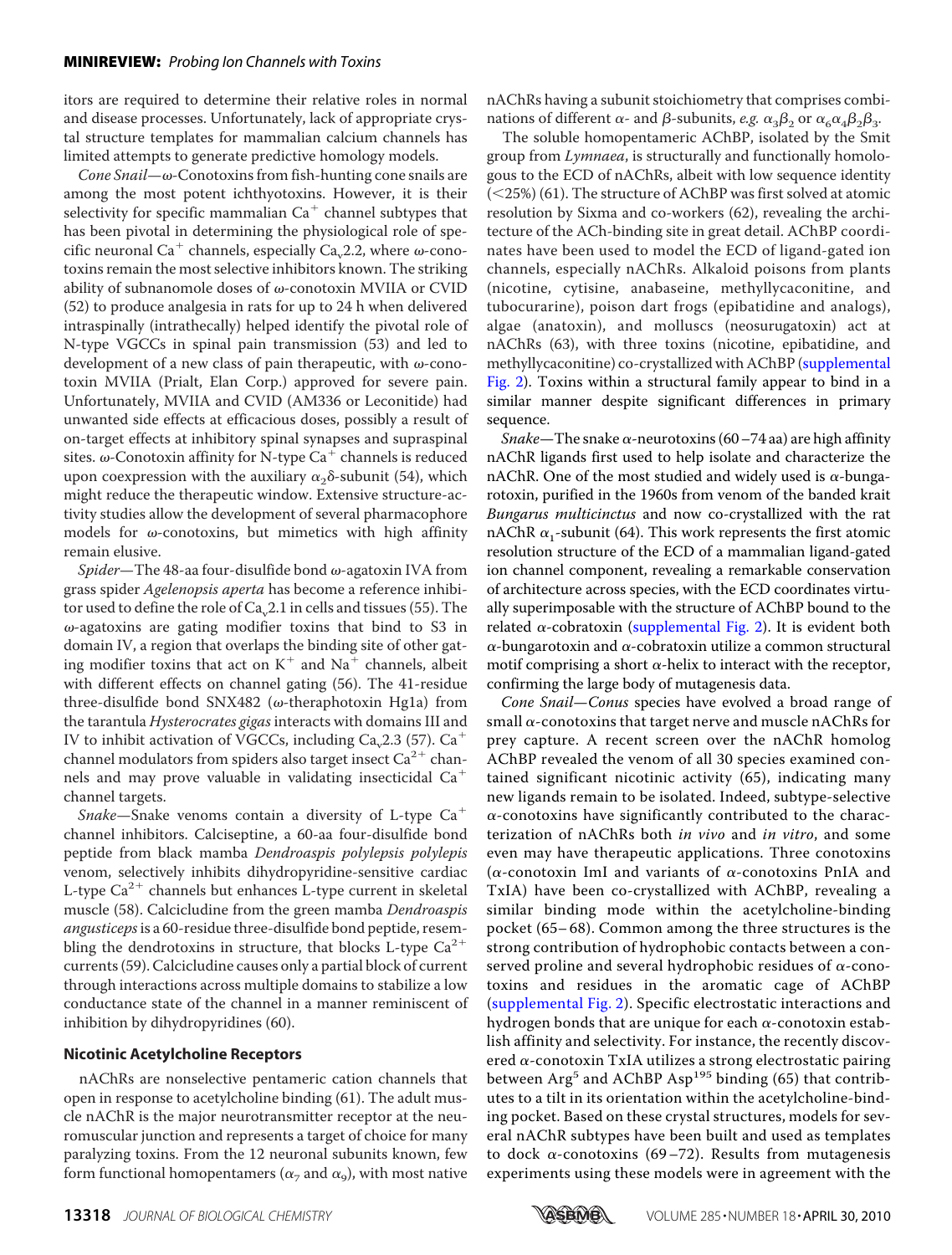itors are required to determine their relative roles in normal and disease processes. Unfortunately, lack of appropriate crystal structure templates for mammalian calcium channels has limited attempts to generate predictive homology models.

*Cone Snail*—ω-Conotoxins from fish-hunting cone snails are among the most potent ichthyotoxins. However, it is their selectivity for specific mammalian $Ca^+$ channel subtypes that has been pivotal in determining the physiological role of specific neuronal $Ca^+$ channels, especially $Ca_v2.2$, where ω-conotoxins remain the most selective inhibitors known. The striking ability of subnanomole doses of ω-conotoxin MVIIA or CVID (52) to produce analgesia in rats for up to 24 h when delivered intraspinally (intrathecally) helped identify the pivotal role of N-type VGCCs in spinal pain transmission (53) and led to development of a new class of pain therapeutic, with ω-conotoxin MVIIA (Prialt, Elan Corp.) approved for severe pain. Unfortunately, MVIIA and CVID (AM336 or Leconitide) had unwanted side effects at efficacious doses, possibly a result of on-target effects at inhibitory spinal synapses and supraspinal sites. ω-Conotoxin affinity for N-type $Ca^+$ channels is reduced upon coexpression with the auxiliary $\alpha_2\delta$-subunit (54), which might reduce the therapeutic window. Extensive structure-activity studies allow the development of several pharmacophore models for ω-conotoxins, but mimetics with high affinity remain elusive.

*Spider*—The 48-aa four-disulfide bond ω-agatoxin IVA from grass spider *Agelenopsis aperta* has become a reference inhibitor used to define the role of $Ca_v2.1$ in cells and tissues (55). The ω-agatoxins are gating modifier toxins that bind to S3 in domain IV, a region that overlaps the binding site of other gating modifier toxins that act on $K^+$ and $Na^+$ channels, albeit with different effects on channel gating (56). The 41-residue three-disulfide bond SNX482 (ω-theraphotoxin Hg1a) from the tarantula *Hysterocrates gigas* interacts with domains III and IV to inhibit activation of VGCCs, including $Ca_v2.3$ (57). $Ca^+$ channel modulators from spiders also target insect $Ca^{2+}$ channels and may prove valuable in validating insecticidal $Ca^+$ channel targets.

*Snake*—Snake venoms contain a diversity of L-type $Ca^+$ channel inhibitors. Calciseptine, a 60-aa four-disulfide bond peptide from black mamba *Dendroaspis polylepsis polylepis* venom, selectively inhibits dihydropyridine-sensitive cardiac L-type $Ca^{2+}$ channels but enhances L-type current in skeletal muscle (58). Calcicludine from the green mamba *Dendroaspis angusticeps* is a 60-residue three-disulfide bond peptide, resembling the dendrotoxins in structure, that blocks L-type $Ca^{2+}$ currents (59). Calcicludine causes only a partial block of current through interactions across multiple domains to stabilize a low conductance state of the channel in a manner reminiscent of inhibition by dihydropyridines (60).

### Nicotinic Acetylcholine Receptors

nAChRs are nonselective pentameric cation channels that open in response to acetylcholine binding (61). The adult muscle nAChR is the major neurotransmitter receptor at the neuromuscular junction and represents a target of choice for many paralyzing toxins. From the 12 neuronal subunits known, few form functional homopentamers ($\alpha_7$ and $\alpha_9$), with most native nAChRs having a subunit stoichiometry that comprises combinations of different α- and β-subunits, *e.g.* $\alpha_3\beta_2$ or $\alpha_6\alpha_4\beta_2\beta_3$.

The soluble homopentameric AChBP, isolated by the Smit group from *Lymnaea*, is structurally and functionally homologous to the ECD of nAChRs, albeit with low sequence identity (<25%) (61). The structure of AChBP was first solved at atomic resolution by Sixma and co-workers (62), revealing the architecture of the ACh-binding site in great detail. AChBP coordinates have been used to model the ECD of ligand-gated ion channels, especially nAChRs. Alkaloid poisons from plants (nicotine, cytisine, anabaseine, methyllycaconitine, and tubocurarine), poison dart frogs (epibatidine and analogs), algae (anatoxin), and molluscs (neosurugatoxin) act at nAChRs (63), with three toxins (nicotine, epibatidine, and methyllycaconitine) co-crystallized with AChBP (supplemental Fig. 2). Toxins within a structural family appear to bind in a similar manner despite significant differences in primary sequence.

*Snake*—The snake α-neurotoxins (60–74 aa) are high affinity nAChR ligands first used to help isolate and characterize the nAChR. One of the most studied and widely used is α-bungarotoxin, purified in the 1960s from venom of the banded krait *Bungarus multicinctus* and now co-crystallized with the rat nAChR $\alpha_1$-subunit (64). This work represents the first atomic resolution structure of the ECD of a mammalian ligand-gated ion channel component, revealing a remarkable conservation of architecture across species, with the ECD coordinates virtually superimposable with the structure of AChBP bound to the related α-cobratoxin (supplemental Fig. 2). It is evident both α-bungarotoxin and α-cobratoxin utilize a common structural motif comprising a short α-helix to interact with the receptor, confirming the large body of mutagenesis data.

*Cone Snail*—*Conus* species have evolved a broad range of small α-conotoxins that target nerve and muscle nAChRs for prey capture. A recent screen over the nAChR homolog AChBP revealed the venom of all 30 species examined contained significant nicotinic activity (65), indicating many new ligands remain to be isolated. Indeed, subtype-selective α-conotoxins have significantly contributed to the characterization of nAChRs both *in vivo* and *in vitro*, and some even may have therapeutic applications. Three conotoxins (α-conotoxin ImI and variants of α-conotoxins PnIA and TxIA) have been co-crystallized with AChBP, revealing a similar binding mode within the acetylcholine-binding pocket (65–68). Common among the three structures is the strong contribution of hydrophobic contacts between a conserved proline and several hydrophobic residues of α-conotoxins and residues in the aromatic cage of AChBP (supplemental Fig. 2). Specific electrostatic interactions and hydrogen bonds that are unique for each α-conotoxin establish affinity and selectivity. For instance, the recently discovered α-conotoxin TxIA utilizes a strong electrostatic pairing between $Arg^5$ and AChBP $Asp^{195}$ binding (65) that contributes to a tilt in its orientation within the acetylcholine-binding pocket. Based on these crystal structures, models for several nAChR subtypes have been built and used as templates to dock α-conotoxins (69–72). Results from mutagenesis experiments using these models were in agreement with the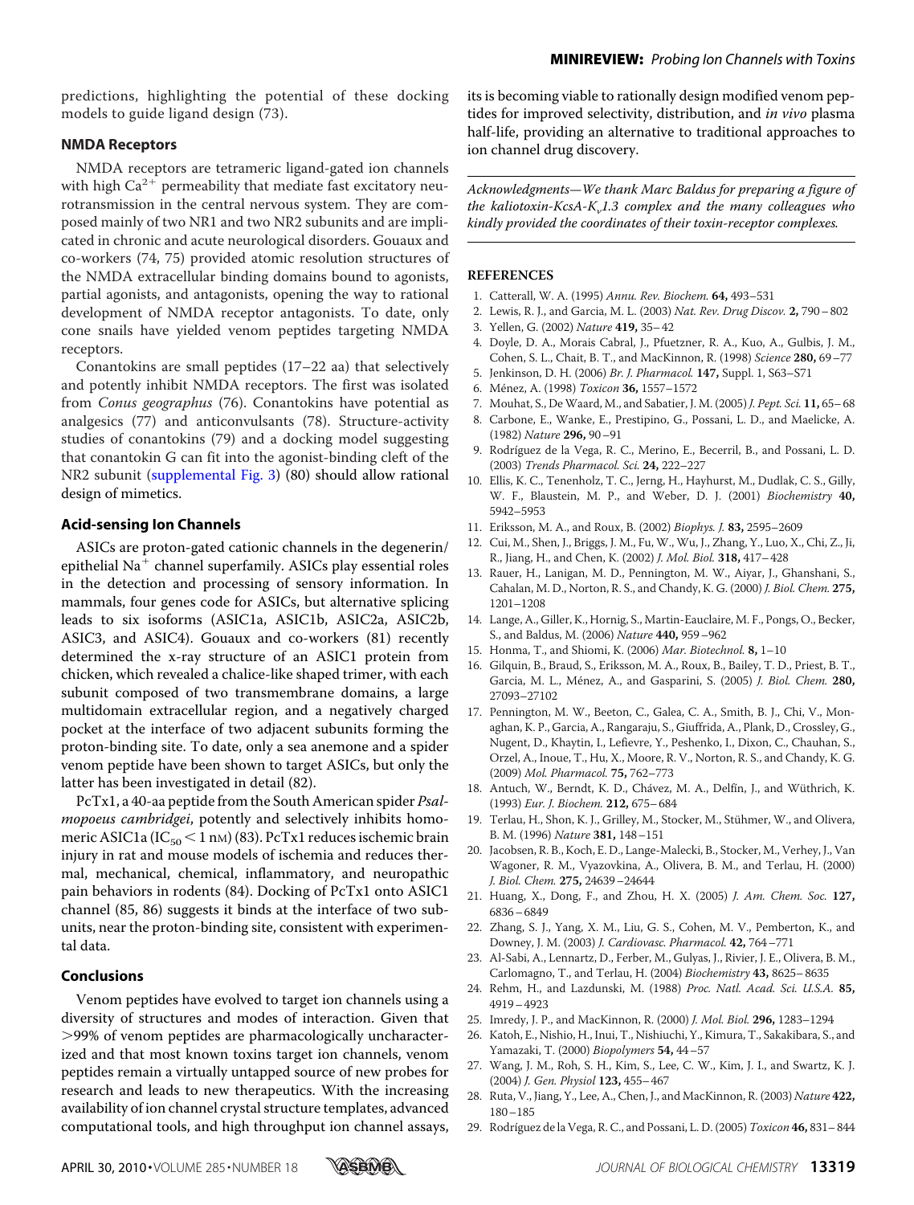predictions, highlighting the potential of these docking models to guide ligand design (73).

### NMDA Receptors

NMDA receptors are tetrameric ligand-gated ion channels with high $Ca^{2+}$ permeability that mediate fast excitatory neurotransmission in the central nervous system. They are composed mainly of two NR1 and two NR2 subunits and are implicated in chronic and acute neurological disorders. Gouaux and co-workers (74, 75) provided atomic resolution structures of the NMDA extracellular binding domains bound to agonists, partial agonists, and antagonists, opening the way to rational development of NMDA receptor antagonists. To date, only cone snails have yielded venom peptides targeting NMDA receptors.

Conantokins are small peptides (17–22 aa) that selectively and potently inhibit NMDA receptors. The first was isolated from *Conus geographus* (76). Conantokins have potential as analgesics (77) and anticonvulsants (78). Structure-activity studies of conantokins (79) and a docking model suggesting that conantokin G can fit into the agonist-binding cleft of the NR2 subunit (supplemental Fig. 3) (80) should allow rational design of mimetics.

### Acid-sensing Ion Channels

ASICs are proton-gated cationic channels in the degenerin/epithelial $Na^+$ channel superfamily. ASICs play essential roles in the detection and processing of sensory information. In mammals, four genes code for ASICs, but alternative splicing leads to six isoforms (ASIC1a, ASIC1b, ASIC2a, ASIC2b, ASIC3, and ASIC4). Gouaux and co-workers (81) recently determined the x-ray structure of an ASIC1 protein from chicken, which revealed a chalice-like shaped trimer, with each subunit composed of two transmembrane domains, a large multidomain extracellular region, and a negatively charged pocket at the interface of two adjacent subunits forming the proton-binding site. To date, only a sea anemone and a spider venom peptide have been shown to target ASICs, but only the latter has been investigated in detail (82).

PcTx1, a 40-aa peptide from the South American spider *Psalmopoeus cambridgei*, potently and selectively inhibits homomeric ASIC1a ($IC_{50}$ < 1 nM) (83). PcTx1 reduces ischemic brain injury in rat and mouse models of ischemia and reduces thermal, mechanical, chemical, inflammatory, and neuropathic pain behaviors in rodents (84). Docking of PcTx1 onto ASIC1 channel (85, 86) suggests it binds at the interface of two subunits, near the proton-binding site, consistent with experimental data.

### Conclusions

Venom peptides have evolved to target ion channels using a diversity of structures and modes of interaction. Given that >99% of venom peptides are pharmacologically uncharacterized and that most known toxins target ion channels, venom peptides remain a virtually untapped source of new probes for research and leads to new therapeutics. With the increasing availability of ion channel crystal structure templates, advanced computational tools, and high throughput ion channel assays, its is becoming viable to rationally design modified venom peptides for improved selectivity, distribution, and *in vivo* plasma half-life, providing an alternative to traditional approaches to ion channel drug discovery.

*Acknowledgments—We thank Marc Baldus for preparing a figure of the kaliotoxin-KcsA-$K_v$1.3 complex and the many colleagues who kindly provided the coordinates of their toxin-receptor complexes.*

### REFERENCES

1. Catterall, W. A. (1995) *Annu. Rev. Biochem.* **64,** 493–531
2. Lewis, R. J., and Garcia, M. L. (2003) *Nat. Rev. Drug Discov.* **2,** 790–802
3. Yellen, G. (2002) *Nature* **419,** 35–42
4. Doyle, D. A., Morais Cabral, J., Pfuetzner, R. A., Kuo, A., Gulbis, J. M., Cohen, S. L., Chait, B. T., and MacKinnon, R. (1998) *Science* **280,** 69–77
5. Jenkinson, D. H. (2006) *Br. J. Pharmacol.* **147,** Suppl. 1, S63–S71
6. Ménez, A. (1998) *Toxicon* **36,** 1557–1572
7. Mouhat, S., De Waard, M., and Sabatier, J. M. (2005) *J. Pept. Sci.* **11,** 65–68
8. Carbone, E., Wanke, E., Prestipino, G., Possani, L. D., and Maelicke, A. (1982) *Nature* **296,** 90–91
9. Rodríguez de la Vega, R. C., Merino, E., Becerril, B., and Possani, L. D. (2003) *Trends Pharmacol. Sci.* **24,** 222–227
10. Ellis, K. C., Tenenholz, T. C., Jerng, H., Hayhurst, M., Dudlak, C. S., Gilly, W. F., Blaustein, M. P., and Weber, D. J. (2001) *Biochemistry* **40,** 5942–5953
11. Eriksson, M. A., and Roux, B. (2002) *Biophys. J.* **83,** 2595–2609
12. Cui, M., Shen, J., Briggs, J. M., Fu, W., Wu, J., Zhang, Y., Luo, X., Chi, Z., Ji, R., Jiang, H., and Chen, K. (2002) *J. Mol. Biol.* **318,** 417–428
13. Rauer, H., Lanigan, M. D., Pennington, M. W., Aiyar, J., Ghanshani, S., Cahalan, M. D., Norton, R. S., and Chandy, K. G. (2000) *J. Biol. Chem.* **275,** 1201–1208
14. Lange, A., Giller, K., Hornig, S., Martin-Eauclaire, M. F., Pongs, O., Becker, S., and Baldus, M. (2006) *Nature* **440,** 959–962
15. Honma, T., and Shiomi, K. (2006) *Mar. Biotechnol.* **8,** 1–10
16. Gilquin, B., Braud, S., Eriksson, M. A., Roux, B., Bailey, T. D., Priest, B. T., Garcia, M. L., Ménez, A., and Gasparini, S. (2005) *J. Biol. Chem.* **280,** 27093–27102
17. Pennington, M. W., Beeton, C., Galea, C. A., Smith, B. J., Chi, V., Monaghan, K. P., Garcia, A., Rangaraju, S., Giuffrida, A., Plank, D., Crossley, G., Nugent, D., Khaytin, I., Lefievre, Y., Peshenko, I., Dixon, C., Chauhan, S., Orzel, A., Inoue, T., Hu, X., Moore, R. V., Norton, R. S., and Chandy, K. G. (2009) *Mol. Pharmacol.* **75,** 762–773
18. Antuch, W., Berndt, K. D., Chávez, M. A., Delfín, J., and Wüthrich, K. (1993) *Eur. J. Biochem.* **212,** 675–684
19. Terlau, H., Shon, K. J., Grilley, M., Stocker, M., Stühmer, W., and Olivera, B. M. (1996) *Nature* **381,** 148–151
20. Jacobsen, R. B., Koch, E. D., Lange-Malecki, B., Stocker, M., Verhey, J., Van Wagoner, R. M., Vyazovkina, A., Olivera, B. M., and Terlau, H. (2000) *J. Biol. Chem.* **275,** 24639–24644
21. Huang, X., Dong, F., and Zhou, H. X. (2005) *J. Am. Chem. Soc.* **127,** 6836–6849
22. Zhang, S. J., Yang, X. M., Liu, G. S., Cohen, M. V., Pemberton, K., and Downey, J. M. (2003) *J. Cardiovasc. Pharmacol.* **42,** 764–771
23. Al-Sabi, A., Lennartz, D., Ferber, M., Gulyas, J., Rivier, J. E., Olivera, B. M., Carlomagno, T., and Terlau, H. (2004) *Biochemistry* **43,** 8625–8635
24. Rehm, H., and Lazdunski, M. (1988) *Proc. Natl. Acad. Sci. U.S.A.* **85,** 4919–4923
25. Imredy, J. P., and MacKinnon, R. (2000) *J. Mol. Biol.* **296,** 1283–1294
26. Katoh, E., Nishio, H., Inui, T., Nishiuchi, Y., Kimura, T., Sakakibara, S., and Yamazaki, T. (2000) *Biopolymers* **54,** 44–57
27. Wang, J. M., Roh, S. H., Kim, S., Lee, C. W., Kim, J. I., and Swartz, K. J. (2004) *J. Gen. Physiol* **123,** 455–467
28. Ruta, V., Jiang, Y., Lee, A., Chen, J., and MacKinnon, R. (2003) *Nature* **422,** 180–185
29. Rodríguez de la Vega, R. C., and Possani, L. D. (2005) *Toxicon* **46,** 831–844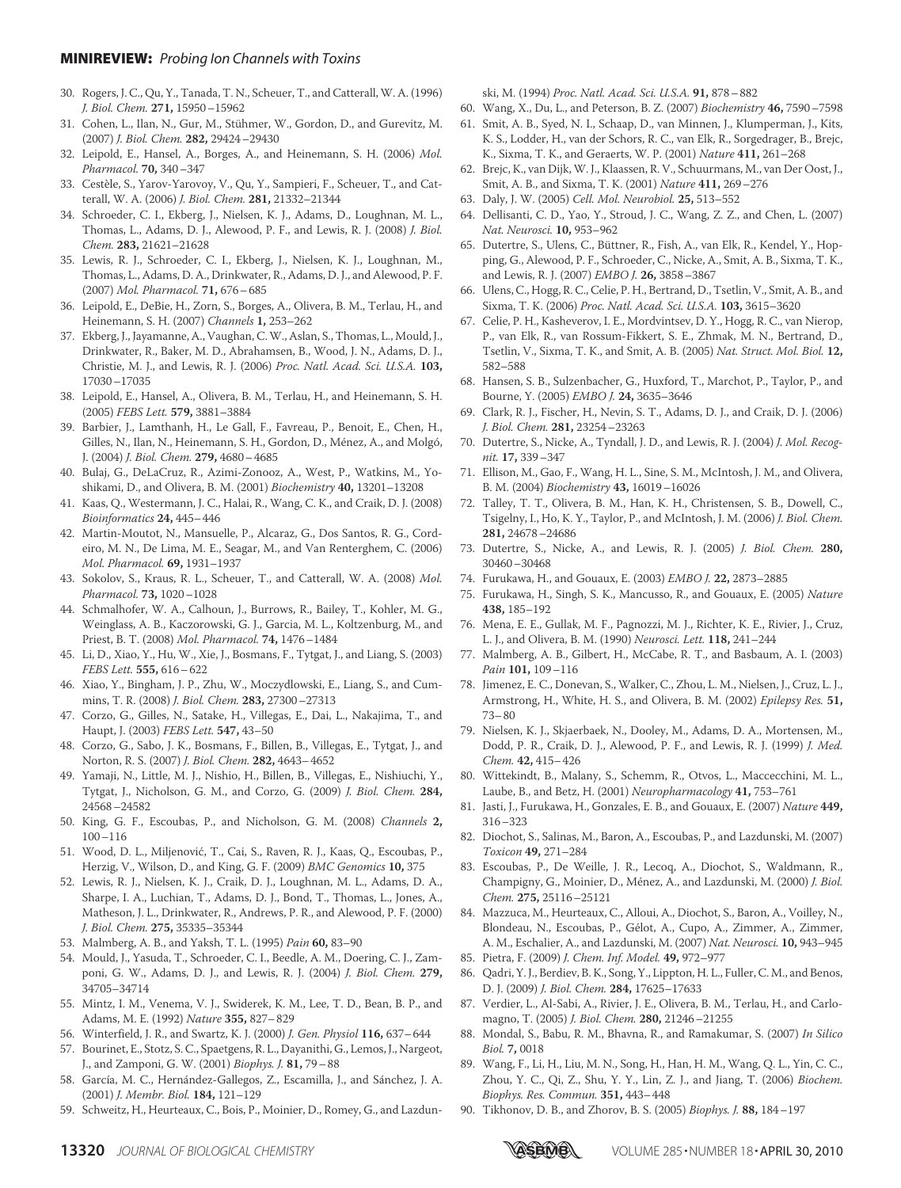30. Rogers, J. C., Qu, Y., Tanada, T. N., Scheuer, T., and Catterall, W. A. (1996) *J. Biol. Chem.* **271,** 15950–15962
31. Cohen, L., Ilan, N., Gur, M., Stühmer, W., Gordon, D., and Gurevitz, M. (2007) *J. Biol. Chem.* **282,** 29424–29430
32. Leipold, E., Hansel, A., Borges, A., and Heinemann, S. H. (2006) *Mol. Pharmacol.* **70,** 340–347
33. Cestèle, S., Yarov-Yarovoy, V., Qu, Y., Sampieri, F., Scheuer, T., and Catterall, W. A. (2006) *J. Biol. Chem.* **281,** 21332–21344
34. Schroeder, C. I., Ekberg, J., Nielsen, K. J., Adams, D., Loughnan, M. L., Thomas, L., Adams, D. J., Alewood, P. F., and Lewis, R. J. (2008) *J. Biol. Chem.* **283,** 21621–21628
35. Lewis, R. J., Schroeder, C. I., Ekberg, J., Nielsen, K. J., Loughnan, M., Thomas, L., Adams, D. A., Drinkwater, R., Adams, D. J., and Alewood, P. F. (2007) *Mol. Pharmacol.* **71,** 676–685
36. Leipold, E., DeBie, H., Zorn, S., Borges, A., Olivera, B. M., Terlau, H., and Heinemann, S. H. (2007) *Channels* **1,** 253–262
37. Ekberg, J., Jayamanne, A., Vaughan, C. W., Aslan, S., Thomas, L., Mould, J., Drinkwater, R., Baker, M. D., Abrahamsen, B., Wood, J. N., Adams, D. J., Christie, M. J., and Lewis, R. J. (2006) *Proc. Natl. Acad. Sci. U.S.A.* **103,** 17030–17035
38. Leipold, E., Hansel, A., Olivera, B. M., Terlau, H., and Heinemann, S. H. (2005) *FEBS Lett.* **579,** 3881–3884
39. Barbier, J., Lamthanh, H., Le Gall, F., Favreau, P., Benoit, E., Chen, H., Gilles, N., Ilan, N., Heinemann, S. H., Gordon, D., Ménez, A., and Molgó, J. (2004) *J. Biol. Chem.* **279,** 4680–4685
40. Bulaj, G., DeLaCruz, R., Azimi-Zonooz, A., West, P., Watkins, M., Yoshikami, D., and Olivera, B. M. (2001) *Biochemistry* **40,** 13201–13208
41. Kaas, Q., Westermann, J. C., Halai, R., Wang, C. K., and Craik, D. J. (2008) *Bioinformatics* **24,** 445–446
42. Martin-Moutot, N., Mansuelle, P., Alcaraz, G., Dos Santos, R. G., Cordeiro, M. N., De Lima, M. E., Seagar, M., and Van Renterghem, C. (2006) *Mol. Pharmacol.* **69,** 1931–1937
43. Sokolov, S., Kraus, R. L., Scheuer, T., and Catterall, W. A. (2008) *Mol. Pharmacol.* **73,** 1020–1028
44. Schmalhofer, W. A., Calhoun, J., Burrows, R., Bailey, T., Kohler, M. G., Weinglass, A. B., Kaczorowski, G. J., Garcia, M. L., Koltzenburg, M., and Priest, B. T. (2008) *Mol. Pharmacol.* **74,** 1476–1484
45. Li, D., Xiao, Y., Hu, W., Xie, J., Bosmans, F., Tytgat, J., and Liang, S. (2003) *FEBS Lett.* **555,** 616–622
46. Xiao, Y., Bingham, J. P., Zhu, W., Moczydlowski, E., Liang, S., and Cummins, T. R. (2008) *J. Biol. Chem.* **283,** 27300–27313
47. Corzo, G., Gilles, N., Satake, H., Villegas, E., Dai, L., Nakajima, T., and Haupt, J. (2003) *FEBS Lett.* **547,** 43–50
48. Corzo, G., Sabo, J. K., Bosmans, F., Billen, B., Villegas, E., Tytgat, J., and Norton, R. S. (2007) *J. Biol. Chem.* **282,** 4643–4652
49. Yamaji, N., Little, M. J., Nishio, H., Billen, B., Villegas, E., Nishiuchi, Y., Tytgat, J., Nicholson, G. M., and Corzo, G. (2009) *J. Biol. Chem.* **284,** 24568–24582
50. King, G. F., Escoubas, P., and Nicholson, G. M. (2008) *Channels* **2,** 100–116
51. Wood, D. L., Miljenović, T., Cai, S., Raven, R. J., Kaas, Q., Escoubas, P., Herzig, V., Wilson, D., and King, G. F. (2009) *BMC Genomics* **10,** 375
52. Lewis, R. J., Nielsen, K. J., Craik, D. J., Loughnan, M. L., Adams, D. A., Sharpe, I. A., Luchian, T., Adams, D. J., Bond, T., Thomas, L., Jones, A., Matheson, J. L., Drinkwater, R., Andrews, P. R., and Alewood, P. F. (2000) *J. Biol. Chem.* **275,** 35335–35344
53. Malmberg, A. B., and Yaksh, T. L. (1995) *Pain* **60,** 83–90
54. Mould, J., Yasuda, T., Schroeder, C. I., Beedle, A. M., Doering, C. J., Zamponi, G. W., Adams, D. J., and Lewis, R. J. (2004) *J. Biol. Chem.* **279,** 34705–34714
55. Mintz, I. M., Venema, V. J., Swiderek, K. M., Lee, T. D., Bean, B. P., and Adams, M. E. (1992) *Nature* **355,** 827–829
56. Winterfield, J. R., and Swartz, K. J. (2000) *J. Gen. Physiol* **116,** 637–644
57. Bourinet, E., Stotz, S. C., Spaetgens, R. L., Dayanithi, G., Lemos, J., Nargeot, J., and Zamponi, G. W. (2001) *Biophys. J.* **81,** 79–88
58. García, M. C., Hernández-Gallegos, Z., Escamilla, J., and Sánchez, J. A. (2001) *J. Membr. Biol.* **184,** 121–129
59. Schweitz, H., Heurteaux, C., Bois, P., Moinier, D., Romey, G., and Lazdunski, M. (1994) *Proc. Natl. Acad. Sci. U.S.A.* **91,** 878–882
60. Wang, X., Du, L., and Peterson, B. Z. (2007) *Biochemistry* **46,** 7590–7598
61. Smit, A. B., Syed, N. I., Schaap, D., van Minnen, J., Klumperman, J., Kits, K. S., Lodder, H., van der Schors, R. C., van Elk, R., Sorgedrager, B., Brejc, K., Sixma, T. K., and Geraerts, W. P. (2001) *Nature* **411,** 261–268
62. Brejc, K., van Dijk, W. J., Klaassen, R. V., Schuurmans, M., van Der Oost, J., Smit, A. B., and Sixma, T. K. (2001) *Nature* **411,** 269–276
63. Daly, J. W. (2005) *Cell. Mol. Neurobiol.* **25,** 513–552
64. Dellisanti, C. D., Yao, Y., Stroud, J. C., Wang, Z. Z., and Chen, L. (2007) *Nat. Neurosci.* **10,** 953–962
65. Dutertre, S., Ulens, C., Büttner, R., Fish, A., van Elk, R., Kendel, Y., Hopping, G., Alewood, P. F., Schroeder, C., Nicke, A., Smit, A. B., Sixma, T. K., and Lewis, R. J. (2007) *EMBO J.* **26,** 3858–3867
66. Ulens, C., Hogg, R. C., Celie, P. H., Bertrand, D., Tsetlin, V., Smit, A. B., and Sixma, T. K. (2006) *Proc. Natl. Acad. Sci. U.S.A.* **103,** 3615–3620
67. Celie, P. H., Kasheverov, I. E., Mordvintsev, D. Y., Hogg, R. C., van Nierop, P., van Elk, R., van Rossum-Fikkert, S. E., Zhmak, M. N., Bertrand, D., Tsetlin, V., Sixma, T. K., and Smit, A. B. (2005) *Nat. Struct. Mol. Biol.* **12,** 582–588
68. Hansen, S. B., Sulzenbacher, G., Huxford, T., Marchot, P., Taylor, P., and Bourne, Y. (2005) *EMBO J.* **24,** 3635–3646
69. Clark, R. J., Fischer, H., Nevin, S. T., Adams, D. J., and Craik, D. J. (2006) *J. Biol. Chem.* **281,** 23254–23263
70. Dutertre, S., Nicke, A., Tyndall, J. D., and Lewis, R. J. (2004) *J. Mol. Recognit.* **17,** 339–347
71. Ellison, M., Gao, F., Wang, H. L., Sine, S. M., McIntosh, J. M., and Olivera, B. M. (2004) *Biochemistry* **43,** 16019–16026
72. Talley, T. T., Olivera, B. M., Han, K. H., Christensen, S. B., Dowell, C., Tsigelny, I., Ho, K. Y., Taylor, P., and McIntosh, J. M. (2006) *J. Biol. Chem.* **281,** 24678–24686
73. Dutertre, S., Nicke, A., and Lewis, R. J. (2005) *J. Biol. Chem.* **280,** 30460–30468
74. Furukawa, H., and Gouaux, E. (2003) *EMBO J.* **22,** 2873–2885
75. Furukawa, H., Singh, S. K., Mancusso, R., and Gouaux, E. (2005) *Nature* **438,** 185–192
76. Mena, E. E., Gullak, M. F., Pagnozzi, M. J., Richter, K. E., Rivier, J., Cruz, L. J., and Olivera, B. M. (1990) *Neurosci. Lett.* **118,** 241–244
77. Malmberg, A. B., Gilbert, H., McCabe, R. T., and Basbaum, A. I. (2003) *Pain* **101,** 109–116
78. Jimenez, E. C., Donevan, S., Walker, C., Zhou, L. M., Nielsen, J., Cruz, L. J., Armstrong, H., White, H. S., and Olivera, B. M. (2002) *Epilepsy Res.* **51,** 73–80
79. Nielsen, K. J., Skjaerbaek, N., Dooley, M., Adams, D. A., Mortensen, M., Dodd, P. R., Craik, D. J., Alewood, P. F., and Lewis, R. J. (1999) *J. Med. Chem.* **42,** 415–426
80. Wittekindt, B., Malany, S., Schemm, R., Otvos, L., Maccecchini, M. L., Laube, B., and Betz, H. (2001) *Neuropharmacology* **41,** 753–761
81. Jasti, J., Furukawa, H., Gonzales, E. B., and Gouaux, E. (2007) *Nature* **449,** 316–323
82. Diochot, S., Salinas, M., Baron, A., Escoubas, P., and Lazdunski, M. (2007) *Toxicon* **49,** 271–284
83. Escoubas, P., De Weille, J. R., Lecoq, A., Diochot, S., Waldmann, R., Champigny, G., Moinier, D., Ménez, A., and Lazdunski, M. (2000) *J. Biol. Chem.* **275,** 25116–25121
84. Mazzuca, M., Heurteaux, C., Alloui, A., Diochot, S., Baron, A., Voilley, N., Blondeau, N., Escoubas, P., Gélot, A., Cupo, A., Zimmer, A., Zimmer, A. M., Eschalier, A., and Lazdunski, M. (2007) *Nat. Neurosci.* **10,** 943–945
85. Pietra, F. (2009) *J. Chem. Inf. Model.* **49,** 972–977
86. Qadri, Y. J., Berdiev, B. K., Song, Y., Lippton, H. L., Fuller, C. M., and Benos, D. J. (2009) *J. Biol. Chem.* **284,** 17625–17633
87. Verdier, L., Al-Sabi, A., Rivier, J. E., Olivera, B. M., Terlau, H., and Carlomagno, T. (2005) *J. Biol. Chem.* **280,** 21246–21255
88. Mondal, S., Babu, R. M., Bhavna, R., and Ramakumar, S. (2007) *In Silico Biol.* **7,** 0018
89. Wang, F., Li, H., Liu, M. N., Song, H., Han, H. M., Wang, Q. L., Yin, C. C., Zhou, Y. C., Qi, Z., Shu, Y. Y., Lin, Z. J., and Jiang, T. (2006) *Biochem. Biophys. Res. Commun.* **351,** 443–448
90. Tikhonov, D. B., and Zhorov, B. S. (2005) *Biophys. J.* **88,** 184–197